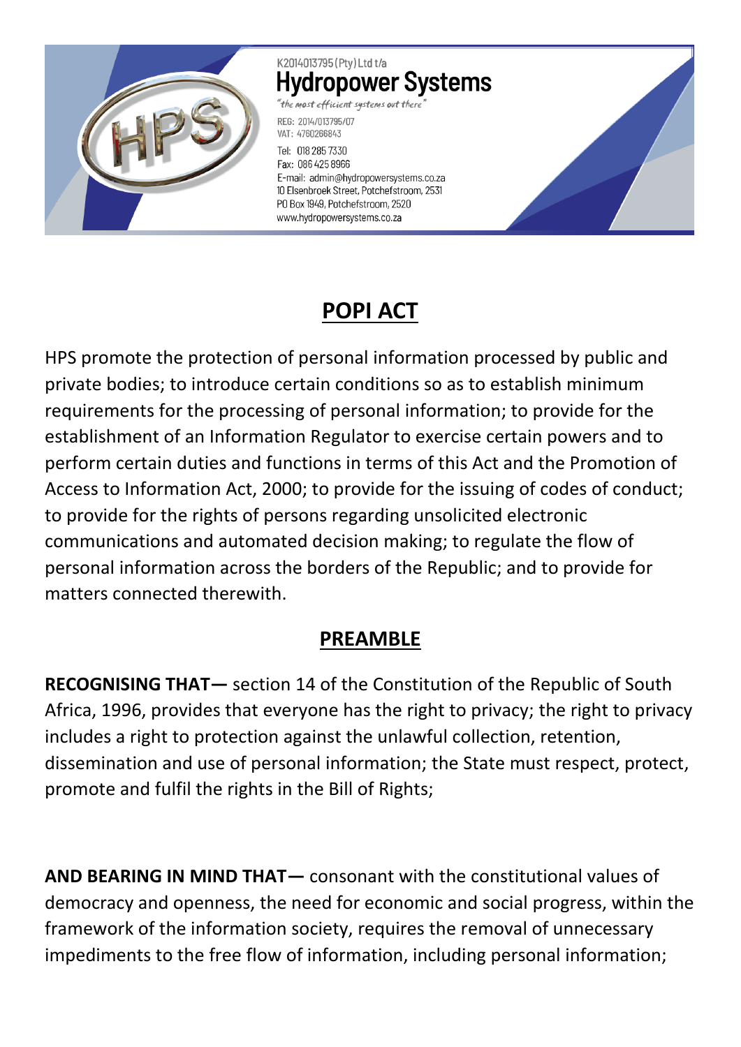K2014013795 (Pty) Ltd t/a

**Hydropower Systems**

*"the most efficient systems out there"*

REG: 2014/013795/07
VAT: 4760266843

Tel: 018 285 7330
Fax: 086 425 8966
E-mail: admin@hydropowersystems.co.za
10 Elsenbroek Street, Potchefstroom, 2531
PO Box 1949, Potchefstroom, 2520
www.hydropowersystems.co.za

# POPI ACT

HPS promote the protection of personal information processed by public and private bodies; to introduce certain conditions so as to establish minimum requirements for the processing of personal information; to provide for the establishment of an Information Regulator to exercise certain powers and to perform certain duties and functions in terms of this Act and the Promotion of Access to Information Act, 2000; to provide for the issuing of codes of conduct; to provide for the rights of persons regarding unsolicited electronic communications and automated decision making; to regulate the flow of personal information across the borders of the Republic; and to provide for matters connected therewith.

## PREAMBLE

**RECOGNISING THAT—** section 14 of the Constitution of the Republic of South Africa, 1996, provides that everyone has the right to privacy; the right to privacy includes a right to protection against the unlawful collection, retention, dissemination and use of personal information; the State must respect, protect, promote and fulfil the rights in the Bill of Rights;

**AND BEARING IN MIND THAT—** consonant with the constitutional values of democracy and openness, the need for economic and social progress, within the framework of the information society, requires the removal of unnecessary impediments to the free flow of information, including personal information;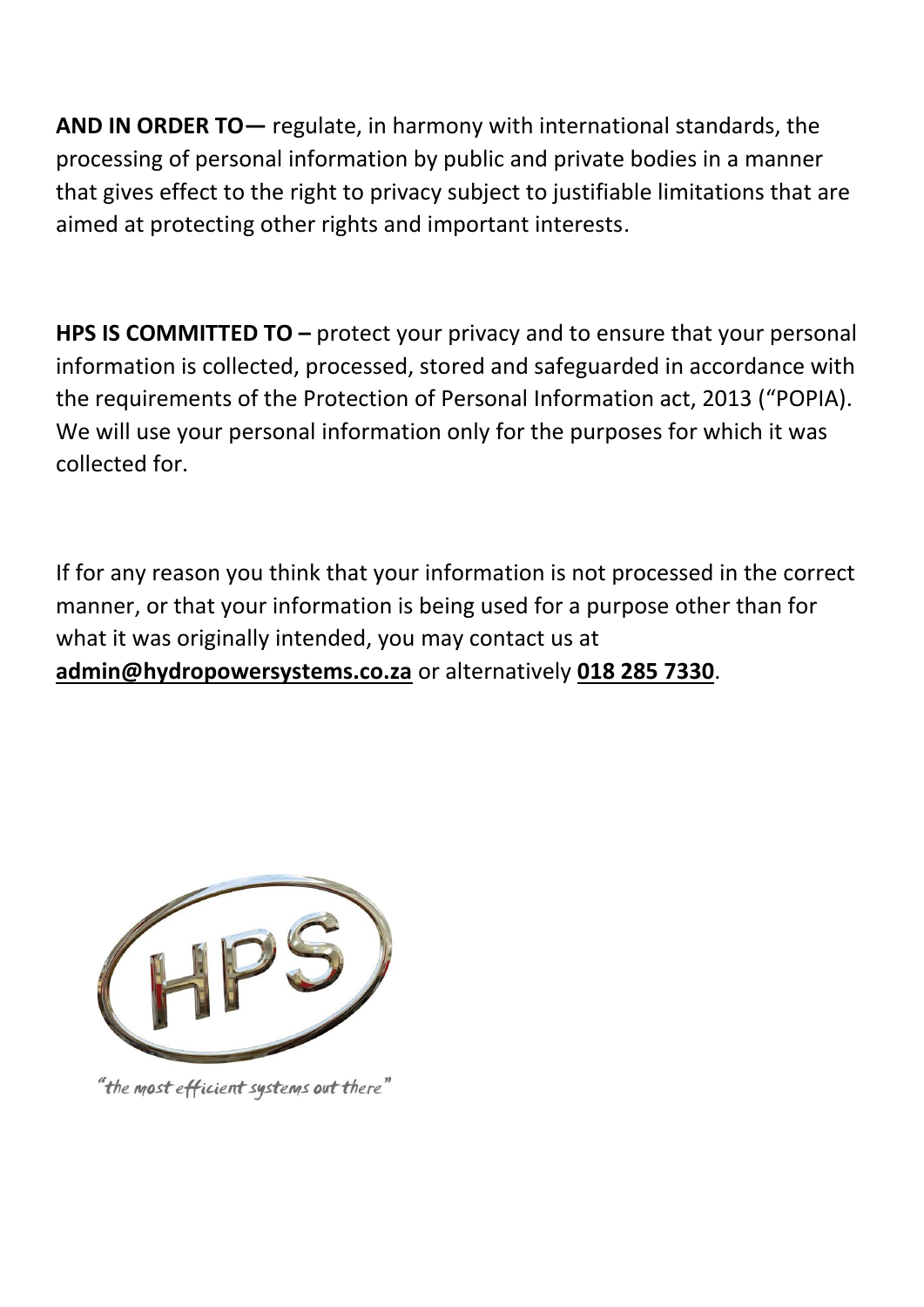**AND IN ORDER TO—** regulate, in harmony with international standards, the processing of personal information by public and private bodies in a manner that gives effect to the right to privacy subject to justifiable limitations that are aimed at protecting other rights and important interests.

**HPS IS COMMITTED TO –** protect your privacy and to ensure that your personal information is collected, processed, stored and safeguarded in accordance with the requirements of the Protection of Personal Information act, 2013 ("POPIA). We will use your personal information only for the purposes for which it was collected for.

If for any reason you think that your information is not processed in the correct manner, or that your information is being used for a purpose other than for what it was originally intended, you may contact us at **admin@hydropowersystems.co.za** or alternatively **018 285 7330**.

HPS

"the most efficient systems out there"